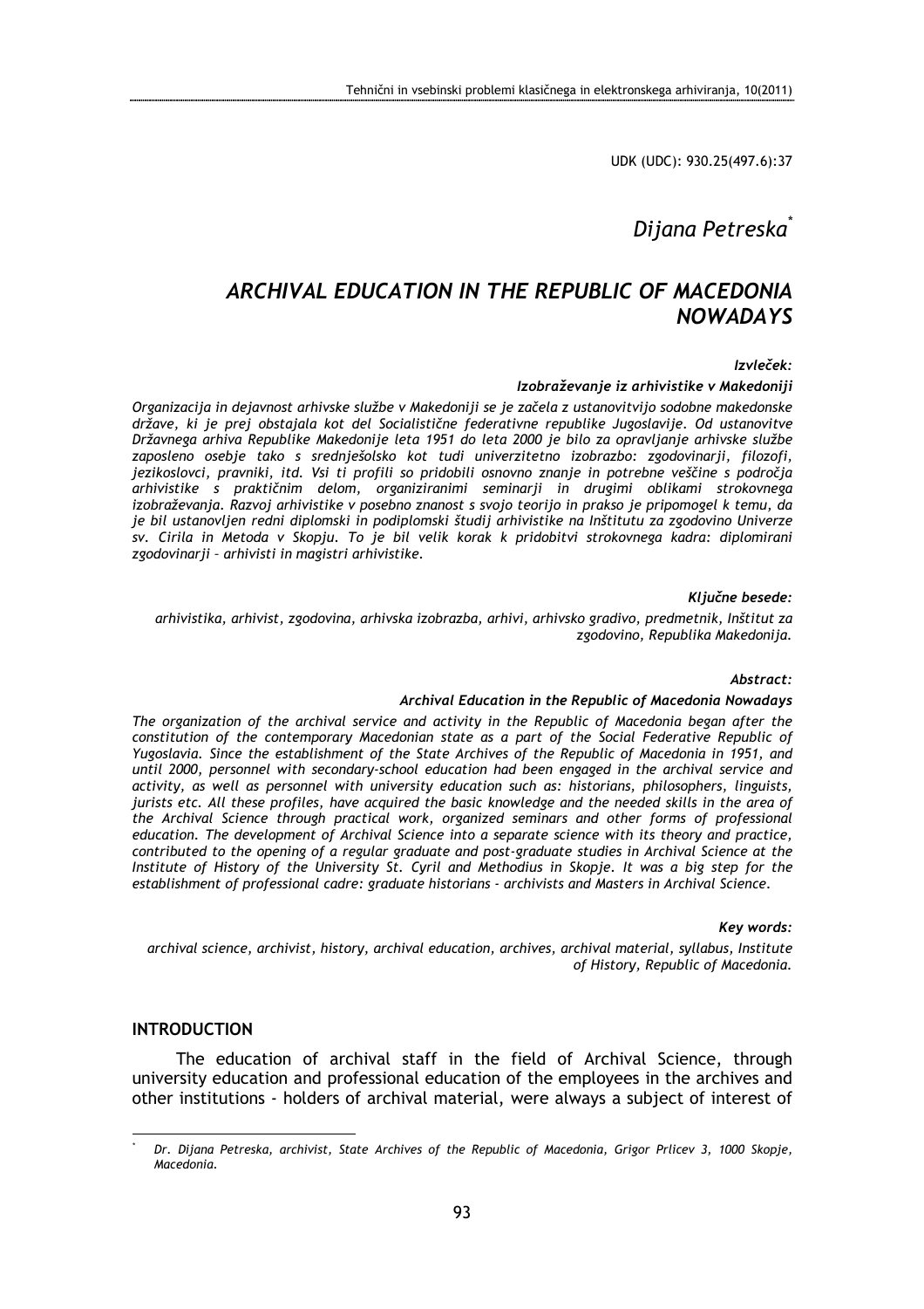UDK (UDC): 930.25(497.6):37

*Dijana Petreska*[*]

# *ARCHIVAL EDUCATION IN THE REPUBLIC OF MACEDONIA NOWADAYS*

***Izvleček:***

***Izobraževanje iz arhivistike v Makedoniji***

*Organizacija in dejavnost arhivske službe v Makedoniji se je začela z ustanovitvijo sodobne makedonske države, ki je prej obstajala kot del Socialistične federativne republike Jugoslavije. Od ustanovitve Državnega arhiva Republike Makedonije leta 1951 do leta 2000 je bilo za opravljanje arhivske službe zaposleno osebje tako s srednješolsko kot tudi univerzitetno izobrazbo: zgodovinarji, filozofi, jezikoslovci, pravniki, itd. Vsi ti profili so pridobili osnovno znanje in potrebne veščine s področja arhivistike s praktičnim delom, organiziranimi seminarji in drugimi oblikami strokovnega izobraževanja. Razvoj arhivistike v posebno znanost s svojo teorijo in prakso je pripomogel k temu, da je bil ustanovljen redni diplomski in podiplomski študij arhivistike na Inštitutu za zgodovino Univerze sv. Cirila in Metoda v Skopju. To je bil velik korak k pridobitvi strokovnega kadra: diplomirani zgodovinarji – arhivisti in magistri arhivistike.*

***Ključne besede:***

*arhivistika, arhivist, zgodovina, arhivska izobrazba, arhivi, arhivsko gradivo, predmetnik, Inštitut za zgodovino, Republika Makedonija.*

***Abstract:***

***Archival Education in the Republic of Macedonia Nowadays***

*The organization of the archival service and activity in the Republic of Macedonia began after the constitution of the contemporary Macedonian state as a part of the Social Federative Republic of Yugoslavia. Since the establishment of the State Archives of the Republic of Macedonia in 1951, and until 2000, personnel with secondary-school education had been engaged in the archival service and activity, as well as personnel with university education such as: historians, philosophers, linguists, jurists etc. All these profiles, have acquired the basic knowledge and the needed skills in the area of the Archival Science through practical work, organized seminars and other forms of professional education. The development of Archival Science into a separate science with its theory and practice, contributed to the opening of a regular graduate and post-graduate studies in Archival Science at the Institute of History of the University St. Cyril and Methodius in Skopje. It was a big step for the establishment of professional cadre: graduate historians - archivists and Masters in Archival Science.*

***Key words:***

*archival science, archivist, history, archival education, archives, archival material, syllabus, Institute of History, Republic of Macedonia.*

## INTRODUCTION

The education of archival staff in the field of Archival Science, through university education and professional education of the employees in the archives and other institutions - holders of archival material, were always a subject of interest of

[*] *Dr. Dijana Petreska, archivist, State Archives of the Republic of Macedonia, Grigor Prlicev 3, 1000 Skopje, Macedonia.*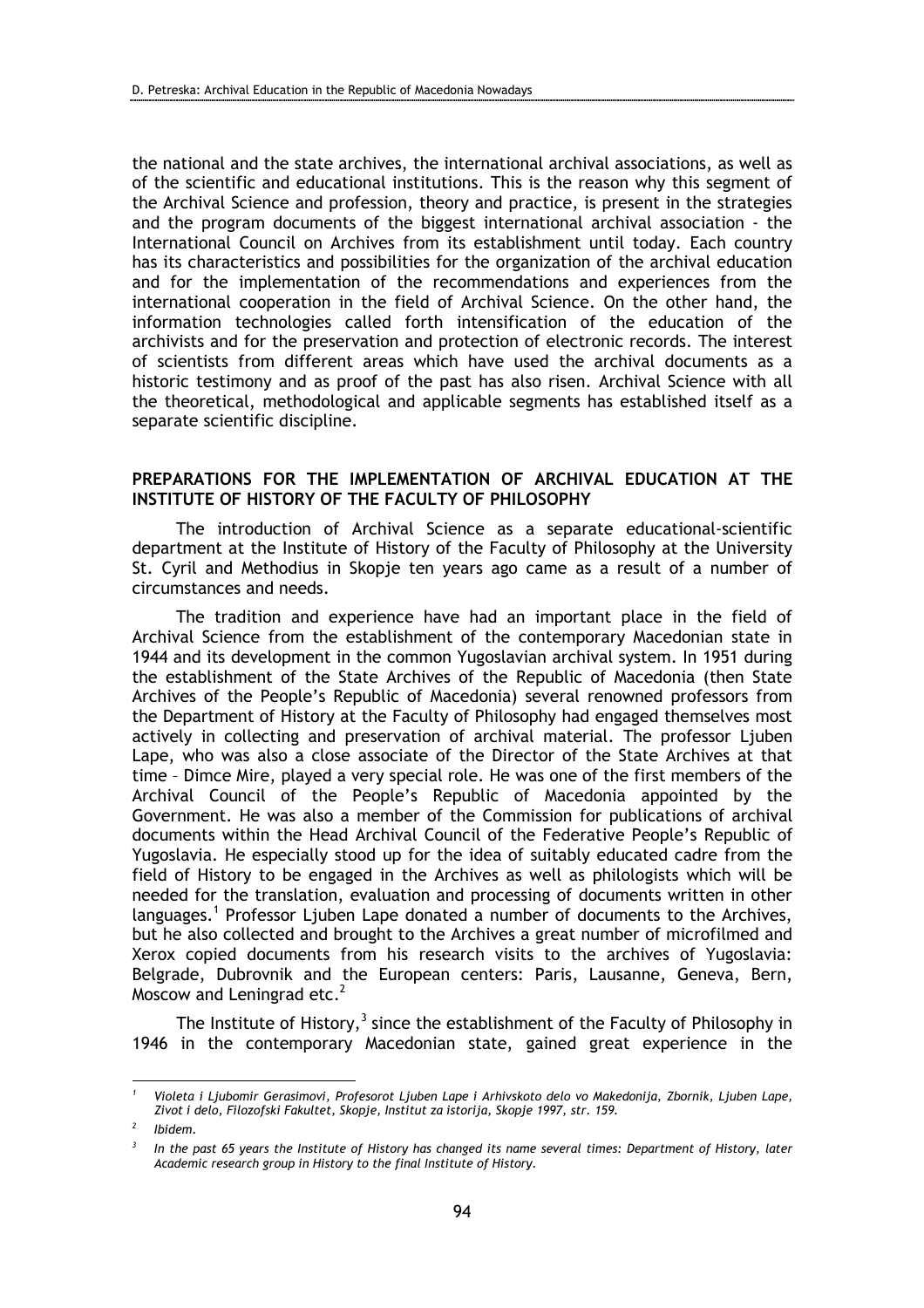the national and the state archives, the international archival associations, as well as of the scientific and educational institutions. This is the reason why this segment of the Archival Science and profession, theory and practice, is present in the strategies and the program documents of the biggest international archival association - the International Council on Archives from its establishment until today. Each country has its characteristics and possibilities for the organization of the archival education and for the implementation of the recommendations and experiences from the international cooperation in the field of Archival Science. On the other hand, the information technologies called forth intensification of the education of the archivists and for the preservation and protection of electronic records. The interest of scientists from different areas which have used the archival documents as a historic testimony and as proof of the past has also risen. Archival Science with all the theoretical, methodological and applicable segments has established itself as a separate scientific discipline.

## PREPARATIONS FOR THE IMPLEMENTATION OF ARCHIVAL EDUCATION AT THE INSTITUTE OF HISTORY OF THE FACULTY OF PHILOSOPHY

The introduction of Archival Science as a separate educational-scientific department at the Institute of History of the Faculty of Philosophy at the University St. Cyril and Methodius in Skopje ten years ago came as a result of a number of circumstances and needs.

The tradition and experience have had an important place in the field of Archival Science from the establishment of the contemporary Macedonian state in 1944 and its development in the common Yugoslavian archival system. In 1951 during the establishment of the State Archives of the Republic of Macedonia (then State Archives of the People's Republic of Macedonia) several renowned professors from the Department of History at the Faculty of Philosophy had engaged themselves most actively in collecting and preservation of archival material. The professor Ljuben Lape, who was also a close associate of the Director of the State Archives at that time – Dimce Mire, played a very special role. He was one of the first members of the Archival Council of the People's Republic of Macedonia appointed by the Government. He was also a member of the Commission for publications of archival documents within the Head Archival Council of the Federative People's Republic of Yugoslavia. He especially stood up for the idea of suitably educated cadre from the field of History to be engaged in the Archives as well as philologists which will be needed for the translation, evaluation and processing of documents written in other languages.[1] Professor Ljuben Lape donated a number of documents to the Archives, but he also collected and brought to the Archives a great number of microfilmed and Xerox copied documents from his research visits to the archives of Yugoslavia: Belgrade, Dubrovnik and the European centers: Paris, Lausanne, Geneva, Bern, Moscow and Leningrad etc.[2]

The Institute of History,[3] since the establishment of the Faculty of Philosophy in 1946 in the contemporary Macedonian state, gained great experience in the

---

[1] *Violeta i Ljubomir Gerasimovi, Profesorot Ljuben Lape i Arhivskoto delo vo Makedonija, Zbornik, Ljuben Lape, Zivot i delo, Filozofski Fakultet, Skopje, Institut za istorija, Skopje 1997, str. 159.*

[2] *Ibidem.*

[3] *In the past 65 years the Institute of History has changed its name several times: Department of History, later Academic research group in History to the final Institute of History.*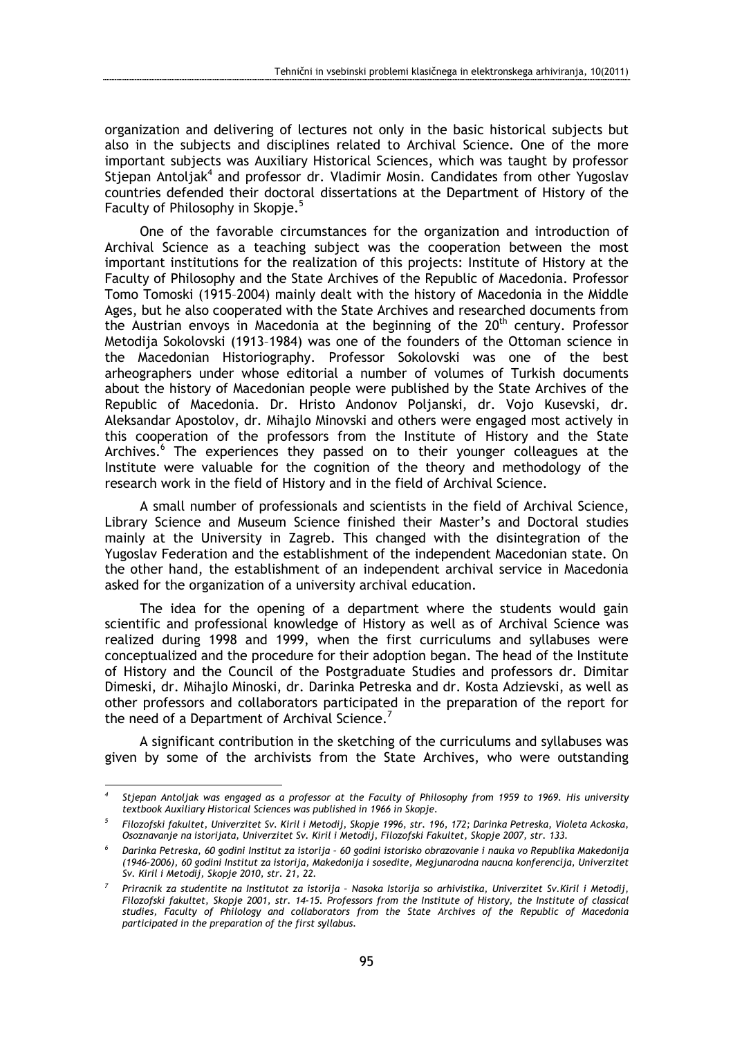organization and delivering of lectures not only in the basic historical subjects but also in the subjects and disciplines related to Archival Science. One of the more important subjects was Auxiliary Historical Sciences, which was taught by professor Stjepan Antoljak[4] and professor dr. Vladimir Mosin. Candidates from other Yugoslav countries defended their doctoral dissertations at the Department of History of the Faculty of Philosophy in Skopje.[5]

One of the favorable circumstances for the organization and introduction of Archival Science as a teaching subject was the cooperation between the most important institutions for the realization of this projects: Institute of History at the Faculty of Philosophy and the State Archives of the Republic of Macedonia. Professor Tomo Tomoski (1915–2004) mainly dealt with the history of Macedonia in the Middle Ages, but he also cooperated with the State Archives and researched documents from the Austrian envoys in Macedonia at the beginning of the 20th century. Professor Metodija Sokolovski (1913–1984) was one of the founders of the Ottoman science in the Macedonian Historiography. Professor Sokolovski was one of the best arheographers under whose editorial a number of volumes of Turkish documents about the history of Macedonian people were published by the State Archives of the Republic of Macedonia. Dr. Hristo Andonov Poljanski, dr. Vojo Kusevski, dr. Aleksandar Apostolov, dr. Mihajlo Minovski and others were engaged most actively in this cooperation of the professors from the Institute of History and the State Archives.[6] The experiences they passed on to their younger colleagues at the Institute were valuable for the cognition of the theory and methodology of the research work in the field of History and in the field of Archival Science.

A small number of professionals and scientists in the field of Archival Science, Library Science and Museum Science finished their Master's and Doctoral studies mainly at the University in Zagreb. This changed with the disintegration of the Yugoslav Federation and the establishment of the independent Macedonian state. On the other hand, the establishment of an independent archival service in Macedonia asked for the organization of a university archival education.

The idea for the opening of a department where the students would gain scientific and professional knowledge of History as well as of Archival Science was realized during 1998 and 1999, when the first curriculums and syllabuses were conceptualized and the procedure for their adoption began. The head of the Institute of History and the Council of the Postgraduate Studies and professors dr. Dimitar Dimeski, dr. Mihajlo Minoski, dr. Darinka Petreska and dr. Kosta Adzievski, as well as other professors and collaborators participated in the preparation of the report for the need of a Department of Archival Science.[7]

A significant contribution in the sketching of the curriculums and syllabuses was given by some of the archivists from the State Archives, who were outstanding

---

[4] *Stjepan Antoljak was engaged as a professor at the Faculty of Philosophy from 1959 to 1969. His university textbook Auxiliary Historical Sciences was published in 1966 in Skopje.*

[5] *Filozofski fakultet, Univerzitet Sv. Kiril i Metodij, Skopje 1996, str. 196, 172; Darinka Petreska, Violeta Ackoska, Osoznavanje na istorijata, Univerzitet Sv. Kiril i Metodij, Filozofski Fakultet, Skopje 2007, str. 133.*

[6] *Darinka Petreska, 60 godini Institut za istorija – 60 godini istorisko obrazovanie i nauka vo Republika Makedonija (1946–2006), 60 godini Institut za istorija, Makedonija i sosedite, Megjunarodna naucna konferencija, Univerzitet Sv. Kiril i Metodij, Skopje 2010, str. 21, 22.*

[7] *Priracnik za studentite na Institutot za istorija – Nasoka Istorija so arhivistika, Univerzitet Sv.Kiril i Metodij, Filozofski fakultet, Skopje 2001, str. 14-15. Professors from the Institute of History, the Institute of classical studies, Faculty of Philology and collaborators from the State Archives of the Republic of Macedonia participated in the preparation of the first syllabus.*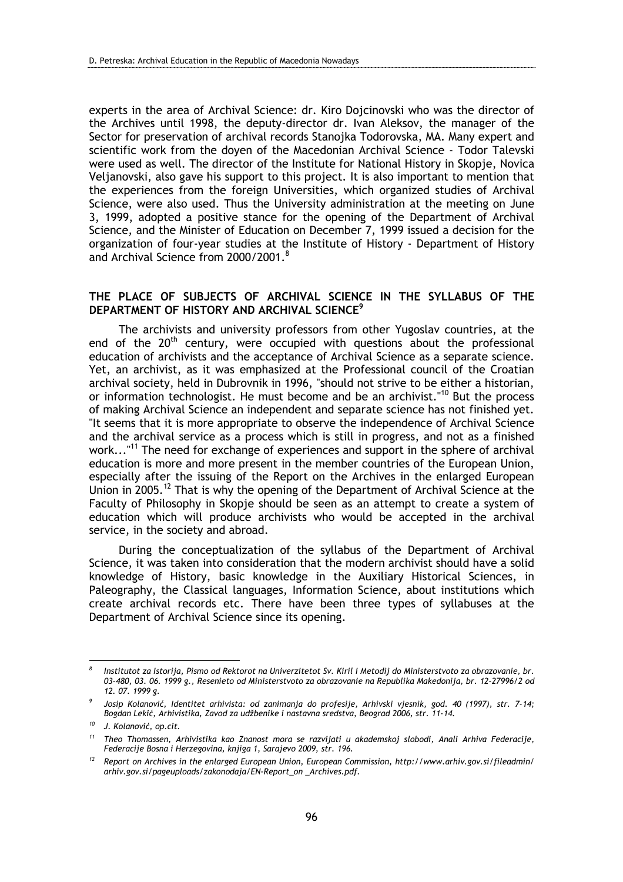experts in the area of Archival Science: dr. Kiro Dojcinovski who was the director of the Archives until 1998, the deputy-director dr. Ivan Aleksov, the manager of the Sector for preservation of archival records Stanojka Todorovska, MA. Many expert and scientific work from the doyen of the Macedonian Archival Science - Todor Talevski were used as well. The director of the Institute for National History in Skopje, Novica Veljanovski, also gave his support to this project. It is also important to mention that the experiences from the foreign Universities, which organized studies of Archival Science, were also used. Thus the University administration at the meeting on June 3, 1999, adopted a positive stance for the opening of the Department of Archival Science, and the Minister of Education on December 7, 1999 issued a decision for the organization of four-year studies at the Institute of History - Department of History and Archival Science from 2000/2001.[8]

## THE PLACE OF SUBJECTS OF ARCHIVAL SCIENCE IN THE SYLLABUS OF THE DEPARTMENT OF HISTORY AND ARCHIVAL SCIENCE[9]

The archivists and university professors from other Yugoslav countries, at the end of the 20th century, were occupied with questions about the professional education of archivists and the acceptance of Archival Science as a separate science. Yet, an archivist, as it was emphasized at the Professional council of the Croatian archival society, held in Dubrovnik in 1996, "should not strive to be either a historian, or information technologist. He must become and be an archivist."[10] But the process of making Archival Science an independent and separate science has not finished yet. "It seems that it is more appropriate to observe the independence of Archival Science and the archival service as a process which is still in progress, and not as a finished work..."[11] The need for exchange of experiences and support in the sphere of archival education is more and more present in the member countries of the European Union, especially after the issuing of the Report on the Archives in the enlarged European Union in 2005.[12] That is why the opening of the Department of Archival Science at the Faculty of Philosophy in Skopje should be seen as an attempt to create a system of education which will produce archivists who would be accepted in the archival service, in the society and abroad.

During the conceptualization of the syllabus of the Department of Archival Science, it was taken into consideration that the modern archivist should have a solid knowledge of History, basic knowledge in the Auxiliary Historical Sciences, in Paleography, the Classical languages, Information Science, about institutions which create archival records etc. There have been three types of syllabuses at the Department of Archival Science since its opening.

---

[8] *Institutot za Istorija, Pismo od Rektorot na Univerzitetot Sv. Kiril i Metodij do Ministerstvoto za obrazovanie, br. 03-480, 03. 06. 1999 g., Resenieto od Ministerstvoto za obrazovanie na Republika Makedonija, br. 12-27996/2 od 12. 07. 1999 g.*

[9] *Josip Kolanović, Identitet arhivista: od zanimanja do profesije, Arhivski vjesnik, god. 40 (1997), str. 7-14; Bogdan Lekić, Arhivistika, Zavod za udžbenike i nastavna sredstva, Beograd 2006, str. 11-14.*

[10] *J. Kolanović, op.cit.*

[11] *Theo Thomassen, Arhivistika kao Znanost mora se razvijati u akademskoj slobodi, Anali Arhiva Federacije, Federacije Bosna i Herzegovina, knjiga 1, Sarajevo 2009, str. 196.*

[12] *Report on Archives in the enlarged European Union, European Commission, http://www.arhiv.gov.si/fileadmin/arhiv.gov.si/pageuploads/zakonodaja/EN-Report_on _Archives.pdf.*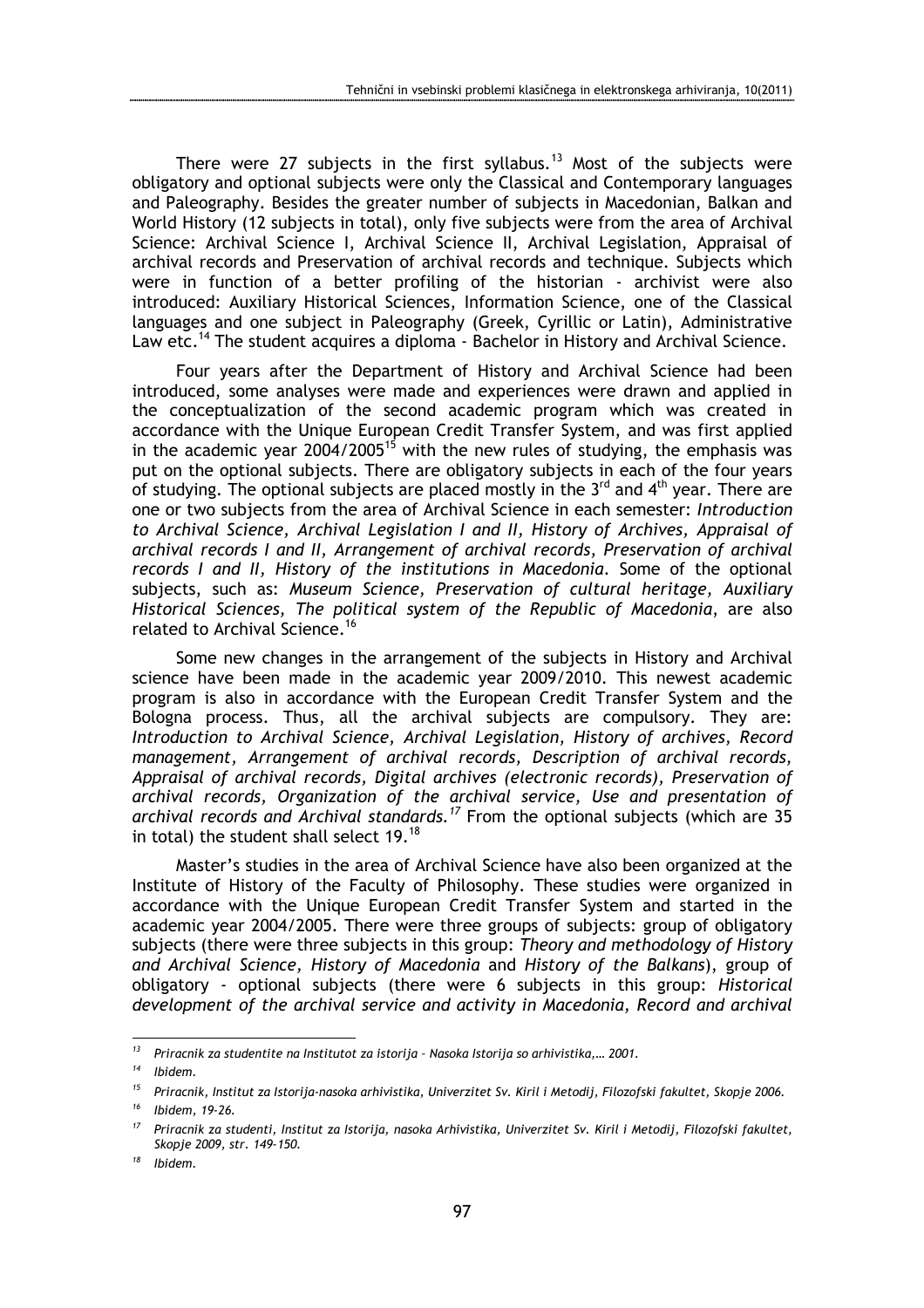There were 27 subjects in the first syllabus.[13] Most of the subjects were obligatory and optional subjects were only the Classical and Contemporary languages and Paleography. Besides the greater number of subjects in Macedonian, Balkan and World History (12 subjects in total), only five subjects were from the area of Archival Science: Archival Science I, Archival Science II, Archival Legislation, Appraisal of archival records and Preservation of archival records and technique. Subjects which were in function of a better profiling of the historian - archivist were also introduced: Auxiliary Historical Sciences, Information Science, one of the Classical languages and one subject in Paleography (Greek, Cyrillic or Latin), Administrative Law etc.[14] The student acquires a diploma - Bachelor in History and Archival Science.

Four years after the Department of History and Archival Science had been introduced, some analyses were made and experiences were drawn and applied in the conceptualization of the second academic program which was created in accordance with the Unique European Credit Transfer System, and was first applied in the academic year 2004/2005[15] with the new rules of studying, the emphasis was put on the optional subjects. There are obligatory subjects in each of the four years of studying. The optional subjects are placed mostly in the 3rd and 4th year. There are one or two subjects from the area of Archival Science in each semester: *Introduction to Archival Science, Archival Legislation I and II, History of Archives, Appraisal of archival records I and II, Arrangement of archival records, Preservation of archival records I and II, History of the institutions in Macedonia*. Some of the optional subjects, such as: *Museum Science, Preservation of cultural heritage, Auxiliary Historical Sciences, The political system of the Republic of Macedonia*, are also related to Archival Science.[16]

Some new changes in the arrangement of the subjects in History and Archival science have been made in the academic year 2009/2010. This newest academic program is also in accordance with the European Credit Transfer System and the Bologna process. Thus, all the archival subjects are compulsory. They are: *Introduction to Archival Science, Archival Legislation, History of archives, Record management, Arrangement of archival records, Description of archival records, Appraisal of archival records, Digital archives (electronic records), Preservation of archival records, Organization of the archival service, Use and presentation of archival records and Archival standards.*[17] From the optional subjects (which are 35 in total) the student shall select 19.[18]

Master's studies in the area of Archival Science have also been organized at the Institute of History of the Faculty of Philosophy. These studies were organized in accordance with the Unique European Credit Transfer System and started in the academic year 2004/2005. There were three groups of subjects: group of obligatory subjects (there were three subjects in this group: *Theory and methodology of History and Archival Science, History of Macedonia* and *History of the Balkans*), group of obligatory - optional subjects (there were 6 subjects in this group: *Historical development of the archival service and activity in Macedonia, Record and archival*

---

[13] *Priracnik za studentite na Institutot za istorija – Nasoka Istorija so arhivistika,… 2001.*

[14] *Ibidem.*

[15] *Priracnik, Institut za Istorija-nasoka arhivistika, Univerzitet Sv. Kiril i Metodij, Filozofski fakultet, Skopje 2006.*

[16] *Ibidem, 19-26.*

[17] *Priracnik za studenti, Institut za Istorija, nasoka Arhivistika, Univerzitet Sv. Kiril i Metodij, Filozofski fakultet, Skopje 2009, str. 149-150.*

[18] *Ibidem.*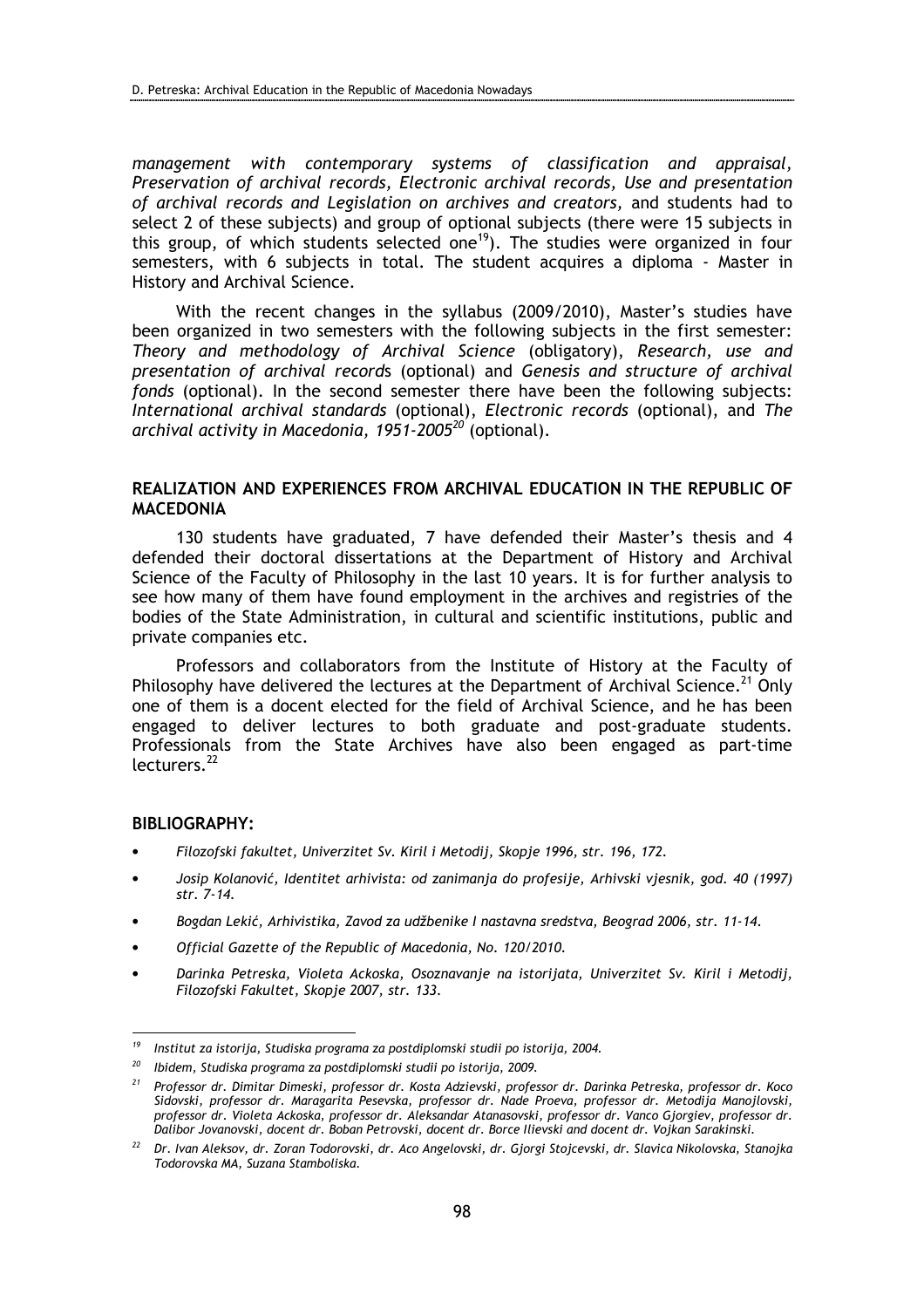*management with contemporary systems of classification and appraisal, Preservation of archival records, Electronic archival records, Use and presentation of archival records and Legislation on archives and creators,* and students had to select 2 of these subjects) and group of optional subjects (there were 15 subjects in this group, of which students selected one[19]). The studies were organized in four semesters, with 6 subjects in total. The student acquires a diploma - Master in History and Archival Science.

With the recent changes in the syllabus (2009/2010), Master's studies have been organized in two semesters with the following subjects in the first semester: *Theory and methodology of Archival Science* (obligatory), *Research, use and presentation of archival record*s (optional) and *Genesis and structure of archival fonds* (optional). In the second semester there have been the following subjects: *International archival standards* (optional), *Electronic records* (optional), and *The archival activity in Macedonia, 1951-2005*[20] (optional).

## REALIZATION AND EXPERIENCES FROM ARCHIVAL EDUCATION IN THE REPUBLIC OF MACEDONIA

130 students have graduated, 7 have defended their Master's thesis and 4 defended their doctoral dissertations at the Department of History and Archival Science of the Faculty of Philosophy in the last 10 years. It is for further analysis to see how many of them have found employment in the archives and registries of the bodies of the State Administration, in cultural and scientific institutions, public and private companies etc.

Professors and collaborators from the Institute of History at the Faculty of Philosophy have delivered the lectures at the Department of Archival Science.[21] Only one of them is a docent elected for the field of Archival Science, and he has been engaged to deliver lectures to both graduate and post-graduate students. Professionals from the State Archives have also been engaged as part-time lecturers.[22]

## BIBLIOGRAPHY:

- *Filozofski fakultet, Univerzitet Sv. Kiril i Metodij, Skopje 1996, str. 196, 172.*
- *Josip Kolanović, Identitet arhivista: od zanimanja do profesije, Arhivski vjesnik, god. 40 (1997) str. 7-14.*
- *Bogdan Lekić, Arhivistika, Zavod za udžbenike I nastavna sredstva, Beograd 2006, str. 11-14.*
- *Official Gazette of the Republic of Macedonia, No. 120/2010.*
- *Darinka Petreska, Violeta Ackoska, Osoznavanje na istorijata, Univerzitet Sv. Kiril i Metodij, Filozofski Fakultet, Skopje 2007, str. 133.*

---

[19] *Institut za istorija, Studiska programa za postdiplomski studii po istorija, 2004.*

[20] *Ibidem, Studiska programa za postdiplomski studii po istorija, 2009.*

[21] *Professor dr. Dimitar Dimeski, professor dr. Kosta Adzievski, professor dr. Darinka Petreska, professor dr. Koco Sidovski, professor dr. Maragarita Pesevska, professor dr. Nade Proeva, professor dr. Metodija Manojlovski, professor dr. Violeta Ackoska, professor dr. Aleksandar Atanasovski, professor dr. Vanco Gjorgiev, professor dr. Dalibor Jovanovski, docent dr. Boban Petrovski, docent dr. Borce Ilievski and docent dr. Vojkan Sarakinski.*

[22] *Dr. Ivan Aleksov, dr. Zoran Todorovski, dr. Aco Angelovski, dr. Gjorgi Stojcevski, dr. Slavica Nikolovska, Stanojka Todorovska MA, Suzana Stamboliska.*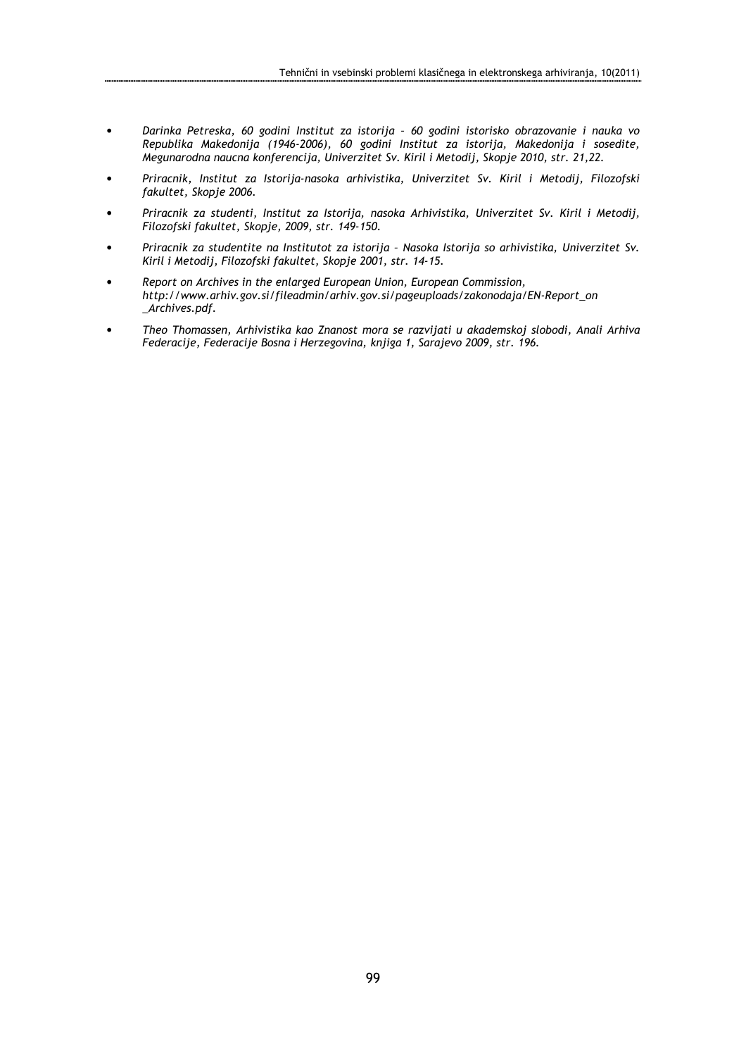- *Darinka Petreska, 60 godini Institut za istorija – 60 godini istorisko obrazovanie i nauka vo Republika Makedonija (1946-2006), 60 godini Institut za istorija, Makedonija i sosedite, Megunarodna naucna konferencija, Univerzitet Sv. Kiril i Metodij, Skopje 2010, str. 21,22.*
- *Priracnik, Institut za Istorija-nasoka arhivistika, Univerzitet Sv. Kiril i Metodij, Filozofski fakultet, Skopje 2006.*
- *Priracnik za studenti, Institut za Istorija, nasoka Arhivistika, Univerzitet Sv. Kiril i Metodij, Filozofski fakultet, Skopje, 2009, str. 149-150.*
- *Priracnik za studentite na Institutot za istorija – Nasoka Istorija so arhivistika, Univerzitet Sv. Kiril i Metodij, Filozofski fakultet, Skopje 2001, str. 14-15.*
- *Report on Archives in the enlarged European Union, European Commission, http://www.arhiv.gov.si/fileadmin/arhiv.gov.si/pageuploads/zakonodaja/EN-Report_on _Archives.pdf.*
- *Theo Thomassen, Arhivistika kao Znanost mora se razvijati u akademskoj slobodi, Anali Arhiva Federacije, Federacije Bosna i Herzegovina, knjiga 1, Sarajevo 2009, str. 196.*